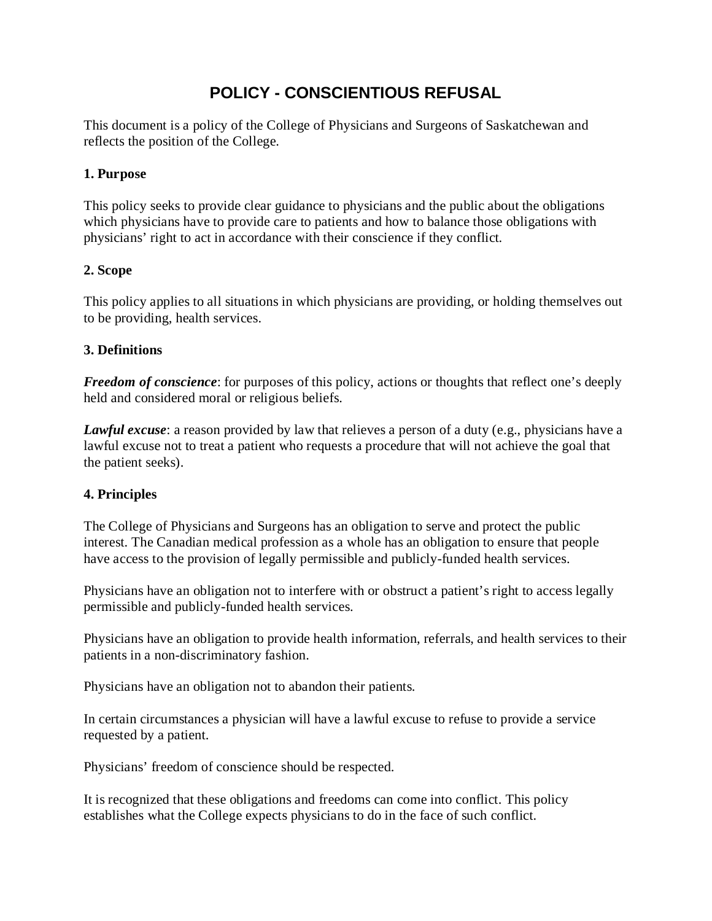# POLICY - CONSCIENTIOUS REFUSAL

This document is a policy of the College of Physicians and Surgeons of Saskatchewan and reflects the position of the College.

## 1. Purpose

This policy seeks to provide clear guidance to physicians and the public about the obligations which physicians have to provide care to patients and how to balance those obligations with physicians' right to act in accordance with their conscience if they conflict.

## 2. Scope

This policy applies to all situations in which physicians are providing, or holding themselves out to be providing, health services.

## 3. Definitions

***Freedom of conscience***: for purposes of this policy, actions or thoughts that reflect one's deeply held and considered moral or religious beliefs.

***Lawful excuse***: a reason provided by law that relieves a person of a duty (e.g., physicians have a lawful excuse not to treat a patient who requests a procedure that will not achieve the goal that the patient seeks).

## 4. Principles

The College of Physicians and Surgeons has an obligation to serve and protect the public interest. The Canadian medical profession as a whole has an obligation to ensure that people have access to the provision of legally permissible and publicly-funded health services.

Physicians have an obligation not to interfere with or obstruct a patient's right to access legally permissible and publicly-funded health services.

Physicians have an obligation to provide health information, referrals, and health services to their patients in a non-discriminatory fashion.

Physicians have an obligation not to abandon their patients.

In certain circumstances a physician will have a lawful excuse to refuse to provide a service requested by a patient.

Physicians' freedom of conscience should be respected.

It is recognized that these obligations and freedoms can come into conflict. This policy establishes what the College expects physicians to do in the face of such conflict.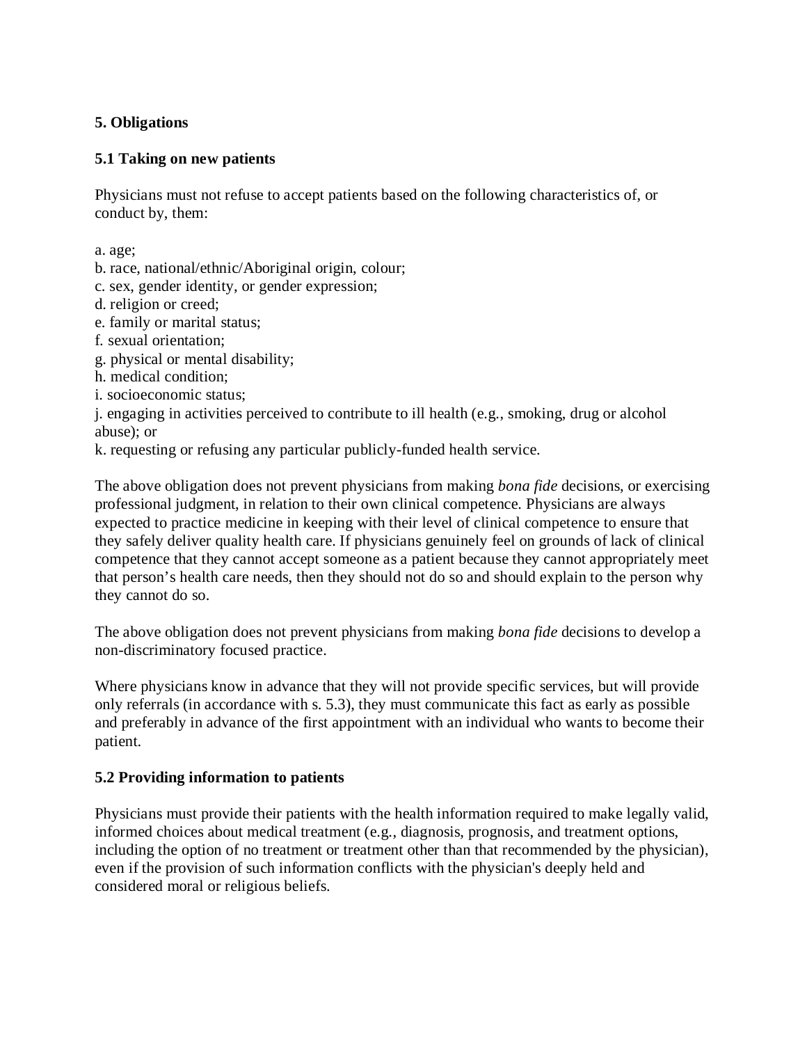## 5. Obligations

### 5.1 Taking on new patients

Physicians must not refuse to accept patients based on the following characteristics of, or conduct by, them:

a. age;
b. race, national/ethnic/Aboriginal origin, colour;
c. sex, gender identity, or gender expression;
d. religion or creed;
e. family or marital status;
f. sexual orientation;
g. physical or mental disability;
h. medical condition;
i. socioeconomic status;
j. engaging in activities perceived to contribute to ill health (e.g., smoking, drug or alcohol abuse); or
k. requesting or refusing any particular publicly-funded health service.

The above obligation does not prevent physicians from making *bona fide* decisions, or exercising professional judgment, in relation to their own clinical competence. Physicians are always expected to practice medicine in keeping with their level of clinical competence to ensure that they safely deliver quality health care. If physicians genuinely feel on grounds of lack of clinical competence that they cannot accept someone as a patient because they cannot appropriately meet that person's health care needs, then they should not do so and should explain to the person why they cannot do so.

The above obligation does not prevent physicians from making *bona fide* decisions to develop a non-discriminatory focused practice.

Where physicians know in advance that they will not provide specific services, but will provide only referrals (in accordance with s. 5.3), they must communicate this fact as early as possible and preferably in advance of the first appointment with an individual who wants to become their patient.

### 5.2 Providing information to patients

Physicians must provide their patients with the health information required to make legally valid, informed choices about medical treatment (e.g., diagnosis, prognosis, and treatment options, including the option of no treatment or treatment other than that recommended by the physician), even if the provision of such information conflicts with the physician's deeply held and considered moral or religious beliefs.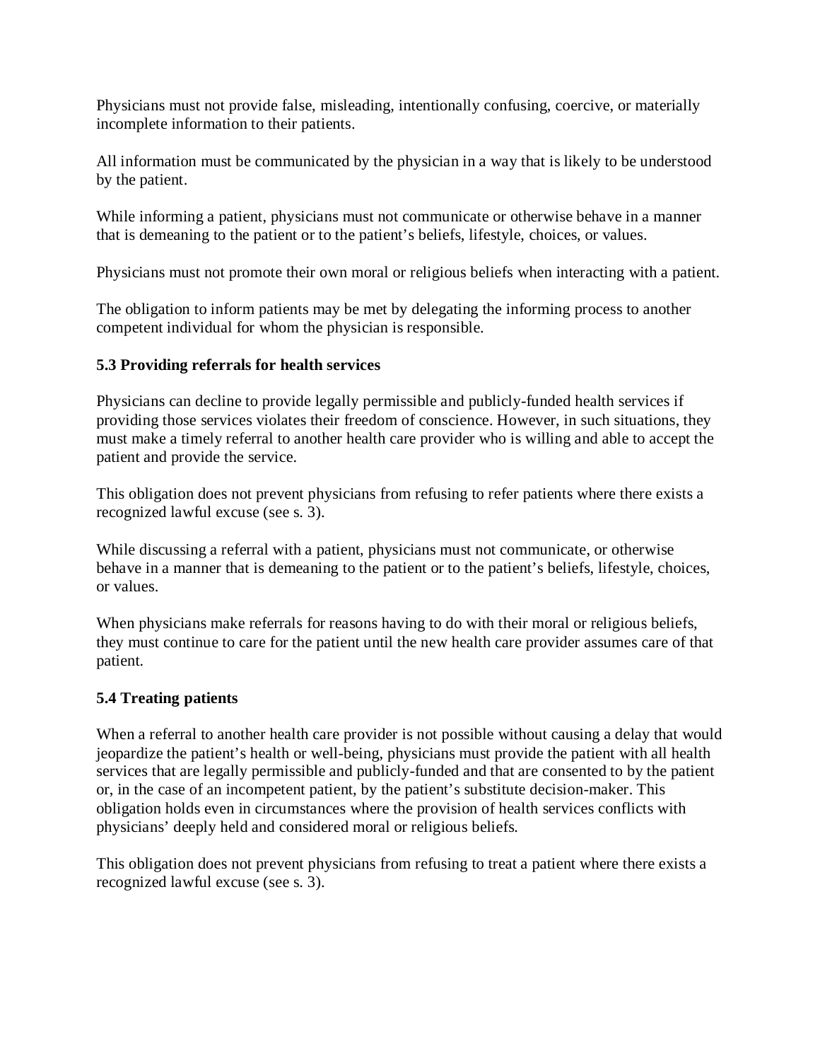Physicians must not provide false, misleading, intentionally confusing, coercive, or materially incomplete information to their patients.

All information must be communicated by the physician in a way that is likely to be understood by the patient.

While informing a patient, physicians must not communicate or otherwise behave in a manner that is demeaning to the patient or to the patient's beliefs, lifestyle, choices, or values.

Physicians must not promote their own moral or religious beliefs when interacting with a patient.

The obligation to inform patients may be met by delegating the informing process to another competent individual for whom the physician is responsible.

### 5.3 Providing referrals for health services

Physicians can decline to provide legally permissible and publicly-funded health services if providing those services violates their freedom of conscience. However, in such situations, they must make a timely referral to another health care provider who is willing and able to accept the patient and provide the service.

This obligation does not prevent physicians from refusing to refer patients where there exists a recognized lawful excuse (see s. 3).

While discussing a referral with a patient, physicians must not communicate, or otherwise behave in a manner that is demeaning to the patient or to the patient's beliefs, lifestyle, choices, or values.

When physicians make referrals for reasons having to do with their moral or religious beliefs, they must continue to care for the patient until the new health care provider assumes care of that patient.

### 5.4 Treating patients

When a referral to another health care provider is not possible without causing a delay that would jeopardize the patient's health or well-being, physicians must provide the patient with all health services that are legally permissible and publicly-funded and that are consented to by the patient or, in the case of an incompetent patient, by the patient's substitute decision-maker. This obligation holds even in circumstances where the provision of health services conflicts with physicians' deeply held and considered moral or religious beliefs.

This obligation does not prevent physicians from refusing to treat a patient where there exists a recognized lawful excuse (see s. 3).